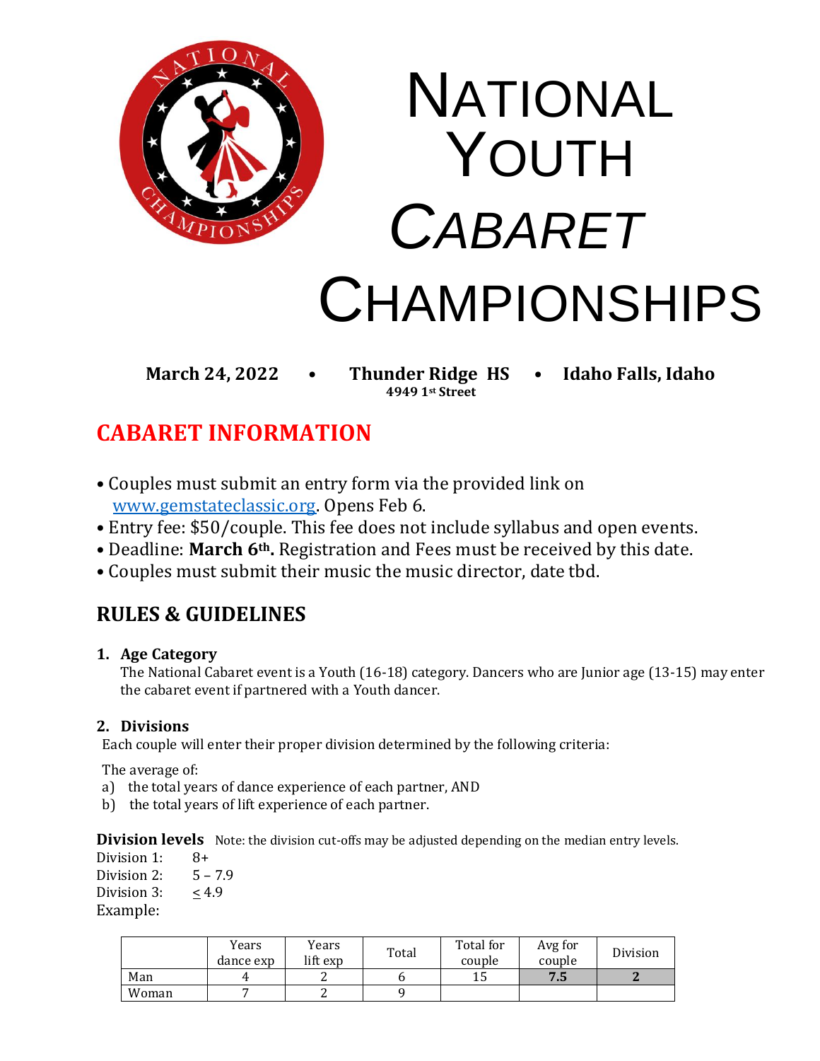# National Youth *Cabaret* Championships

**March 24, 2022 • Thunder Ridge HS • Idaho Falls, Idaho**
**4949 1st Street**

## CABARET INFORMATION

- Couples must submit an entry form via the provided link on www.gemstateclassic.org. Opens Feb 6.
- Entry fee: $50/couple. This fee does not include syllabus and open events.
- Deadline: **March 6th.** Registration and Fees must be received by this date.
- Couples must submit their music the music director, date tbd.

## RULES & GUIDELINES

### 1. Age Category

The National Cabaret event is a Youth (16-18) category. Dancers who are Junior age (13-15) may enter the cabaret event if partnered with a Youth dancer.

### 2. Divisions

Each couple will enter their proper division determined by the following criteria:

The average of:

a) the total years of dance experience of each partner, AND
b) the total years of lift experience of each partner.

**Division levels** Note: the division cut-offs may be adjusted depending on the median entry levels.

Division 1: 8+
Division 2: 5 – 7.9
Division 3: ≤ 4.9

Example:

| | Years dance exp | Years lift exp | Total | Total for couple | Avg for couple | Division |
|---|---|---|---|---|---|---|
| Man | 4 | 2 | 6 | 15 | **7.5** | **2** |
| Woman | 7 | 2 | 9 | | | |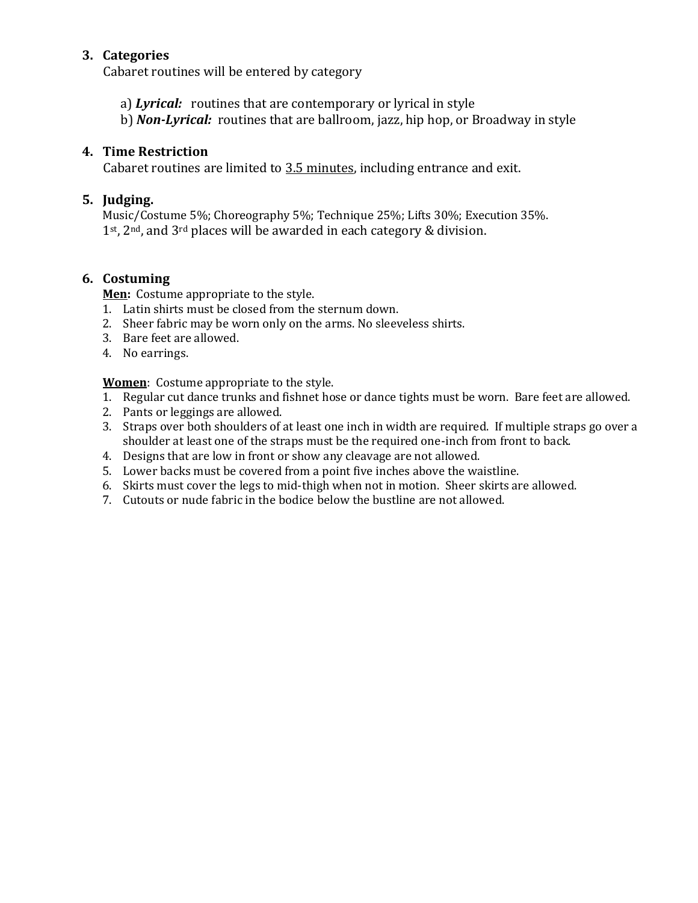### 3. Categories

Cabaret routines will be entered by category

a) ***Lyrical:*** routines that are contemporary or lyrical in style
b) ***Non-Lyrical:*** routines that are ballroom, jazz, hip hop, or Broadway in style

### 4. Time Restriction

Cabaret routines are limited to <u>3.5 minutes</u>, including entrance and exit.

### 5. Judging.

Music/Costume 5%; Choreography 5%; Technique 25%; Lifts 30%; Execution 35%.
1st, 2nd, and 3rd places will be awarded in each category & division.

### 6. Costuming

**<u>Men</u>:** Costume appropriate to the style.

1. Latin shirts must be closed from the sternum down.
2. Sheer fabric may be worn only on the arms. No sleeveless shirts.
3. Bare feet are allowed.
4. No earrings.

**<u>Women</u>**: Costume appropriate to the style.

1. Regular cut dance trunks and fishnet hose or dance tights must be worn. Bare feet are allowed.
2. Pants or leggings are allowed.
3. Straps over both shoulders of at least one inch in width are required. If multiple straps go over a shoulder at least one of the straps must be the required one-inch from front to back.
4. Designs that are low in front or show any cleavage are not allowed.
5. Lower backs must be covered from a point five inches above the waistline.
6. Skirts must cover the legs to mid-thigh when not in motion. Sheer skirts are allowed.
7. Cutouts or nude fabric in the bodice below the bustline are not allowed.